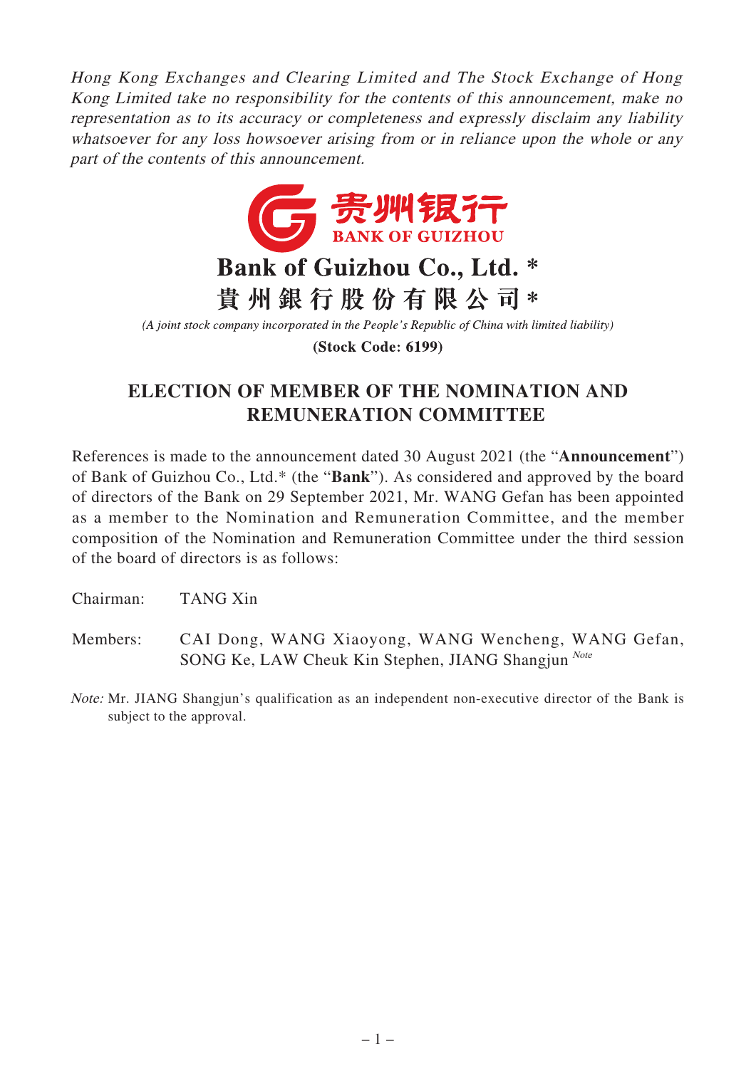*Hong Kong Exchanges and Clearing Limited and The Stock Exchange of Hong Kong Limited take no responsibility for the contents of this announcement, make no representation as to its accuracy or completeness and expressly disclaim any liability whatsoever for any loss howsoever arising from or in reliance upon the whole or any part of the contents of this announcement.*

贵州银行
BANK OF GUIZHOU

# Bank of Guizhou Co., Ltd. *
# 貴州銀行股份有限公司*

*(A joint stock company incorporated in the People's Republic of China with limited liability)*

**(Stock Code: 6199)**

## ELECTION OF MEMBER OF THE NOMINATION AND REMUNERATION COMMITTEE

References is made to the announcement dated 30 August 2021 (the "**Announcement**") of Bank of Guizhou Co., Ltd.* (the "**Bank**"). As considered and approved by the board of directors of the Bank on 29 September 2021, Mr. WANG Gefan has been appointed as a member to the Nomination and Remuneration Committee, and the member composition of the Nomination and Remuneration Committee under the third session of the board of directors is as follows:

Chairman: TANG Xin

Members: CAI Dong, WANG Xiaoyong, WANG Wencheng, WANG Gefan, SONG Ke, LAW Cheuk Kin Stephen, JIANG Shangjun [Note]

*Note:* Mr. JIANG Shangjun's qualification as an independent non-executive director of the Bank is subject to the approval.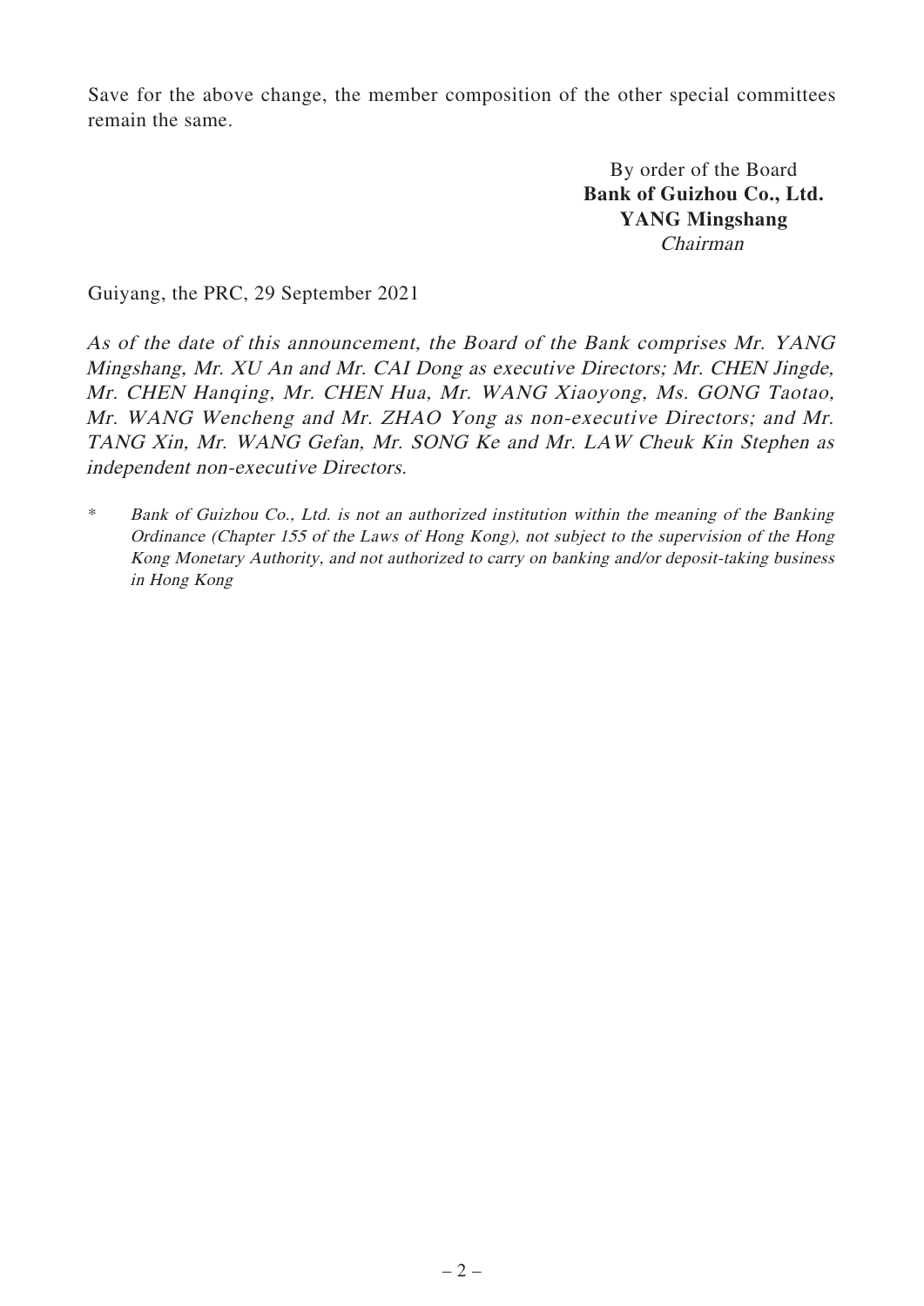Save for the above change, the member composition of the other special committees remain the same.

By order of the Board
**Bank of Guizhou Co., Ltd.**
**YANG Mingshang**
*Chairman*

Guiyang, the PRC, 29 September 2021

*As of the date of this announcement, the Board of the Bank comprises Mr. YANG Mingshang, Mr. XU An and Mr. CAI Dong as executive Directors; Mr. CHEN Jingde, Mr. CHEN Hanqing, Mr. CHEN Hua, Mr. WANG Xiaoyong, Ms. GONG Taotao, Mr. WANG Wencheng and Mr. ZHAO Yong as non-executive Directors; and Mr. TANG Xin, Mr. WANG Gefan, Mr. SONG Ke and Mr. LAW Cheuk Kin Stephen as independent non-executive Directors.*

\* *Bank of Guizhou Co., Ltd. is not an authorized institution within the meaning of the Banking Ordinance (Chapter 155 of the Laws of Hong Kong), not subject to the supervision of the Hong Kong Monetary Authority, and not authorized to carry on banking and/or deposit-taking business in Hong Kong*